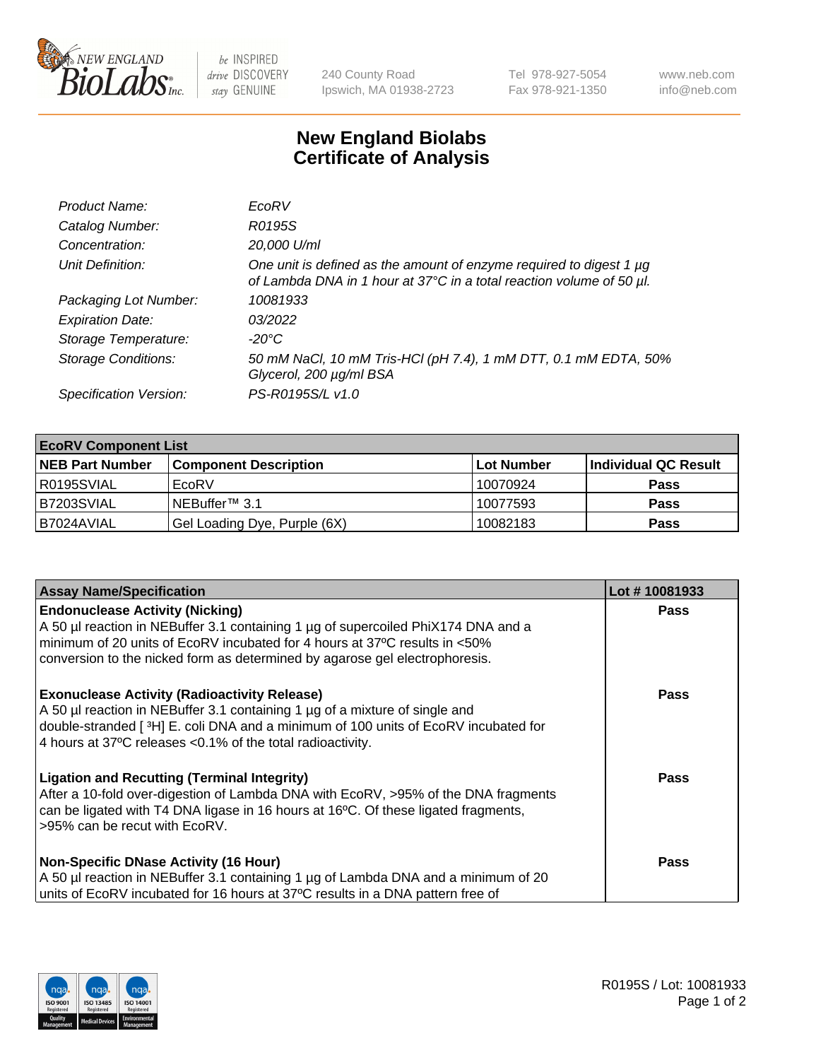New England BioLabs Inc. — be INSPIRED drive DISCOVERY stay GENUINE

240 County Road
Ipswich, MA 01938-2723

Tel 978-927-5054
Fax 978-921-1350

www.neb.com
info@neb.com

# New England Biolabs Certificate of Analysis

| | |
|---|---|
| *Product Name:* | *EcoRV* |
| *Catalog Number:* | *R0195S* |
| *Concentration:* | *20,000 U/ml* |
| *Unit Definition:* | *One unit is defined as the amount of enzyme required to digest 1 µg of Lambda DNA in 1 hour at 37°C in a total reaction volume of 50 µl.* |
| *Packaging Lot Number:* | *10081933* |
| *Expiration Date:* | *03/2022* |
| *Storage Temperature:* | *-20°C* |
| *Storage Conditions:* | *50 mM NaCl, 10 mM Tris-HCl (pH 7.4), 1 mM DTT, 0.1 mM EDTA, 50% Glycerol, 200 µg/ml BSA* |
| *Specification Version:* | *PS-R0195S/L v1.0* |

**EcoRV Component List**

| NEB Part Number | Component Description | Lot Number | Individual QC Result |
|---|---|---|---|
| R0195SVIAL | EcoRV | 10070924 | **Pass** |
| B7203SVIAL | NEBuffer™ 3.1 | 10077593 | **Pass** |
| B7024AVIAL | Gel Loading Dye, Purple (6X) | 10082183 | **Pass** |

| Assay Name/Specification | Lot # 10081933 |
|---|---|
| **Endonuclease Activity (Nicking)** A 50 µl reaction in NEBuffer 3.1 containing 1 µg of supercoiled PhiX174 DNA and a minimum of 20 units of EcoRV incubated for 4 hours at 37ºC results in <50% conversion to the nicked form as determined by agarose gel electrophoresis. | **Pass** |
| **Exonuclease Activity (Radioactivity Release)** A 50 µl reaction in NEBuffer 3.1 containing 1 µg of a mixture of single and double-stranded [ $^{3}$H] E. coli DNA and a minimum of 100 units of EcoRV incubated for 4 hours at 37ºC releases <0.1% of the total radioactivity. | **Pass** |
| **Ligation and Recutting (Terminal Integrity)** After a 10-fold over-digestion of Lambda DNA with EcoRV, >95% of the DNA fragments can be ligated with T4 DNA ligase in 16 hours at 16ºC. Of these ligated fragments, >95% can be recut with EcoRV. | **Pass** |
| **Non-Specific DNase Activity (16 Hour)** A 50 µl reaction in NEBuffer 3.1 containing 1 µg of Lambda DNA and a minimum of 20 units of EcoRV incubated for 16 hours at 37ºC results in a DNA pattern free of | **Pass** |

R0195S / Lot: 10081933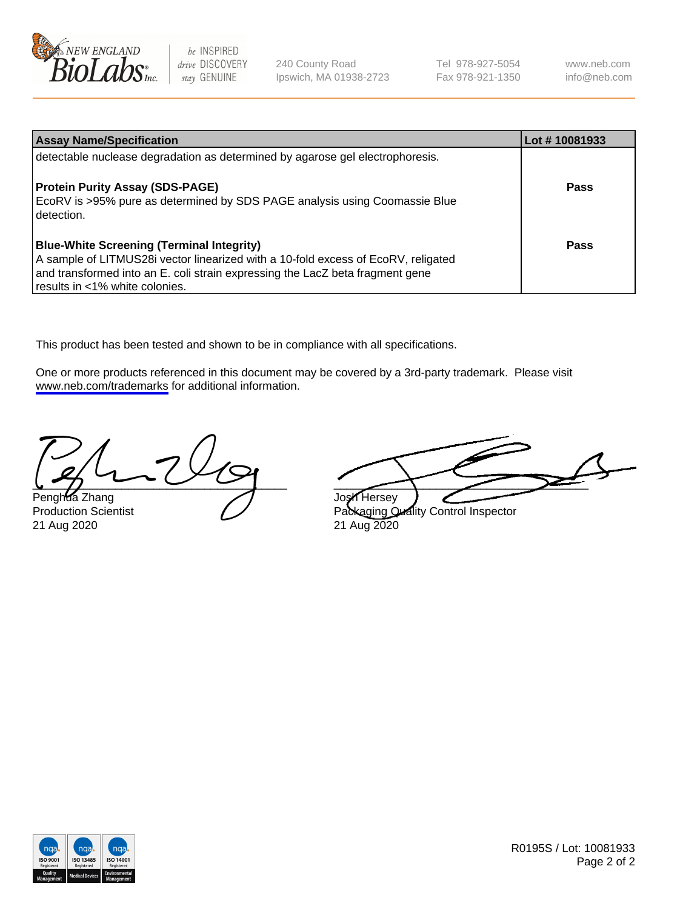| Assay Name/Specification | Lot # 10081933 |
|---|---|
| detectable nuclease degradation as determined by agarose gel electrophoresis. | |
| **Protein Purity Assay (SDS-PAGE)**<br>EcoRV is >95% pure as determined by SDS PAGE analysis using Coomassie Blue detection. | **Pass** |
| **Blue-White Screening (Terminal Integrity)**<br>A sample of LITMUS28i vector linearized with a 10-fold excess of EcoRV, religated and transformed into an E. coli strain expressing the LacZ beta fragment gene results in <1% white colonies. | **Pass** |

This product has been tested and shown to be in compliance with all specifications.

One or more products referenced in this document may be covered by a 3rd-party trademark. Please visit www.neb.com/trademarks for additional information.

Penghua Zhang
Production Scientist
21 Aug 2020

Josh Hersey
Packaging Quality Control Inspector
21 Aug 2020

R0195S / Lot: 10081933